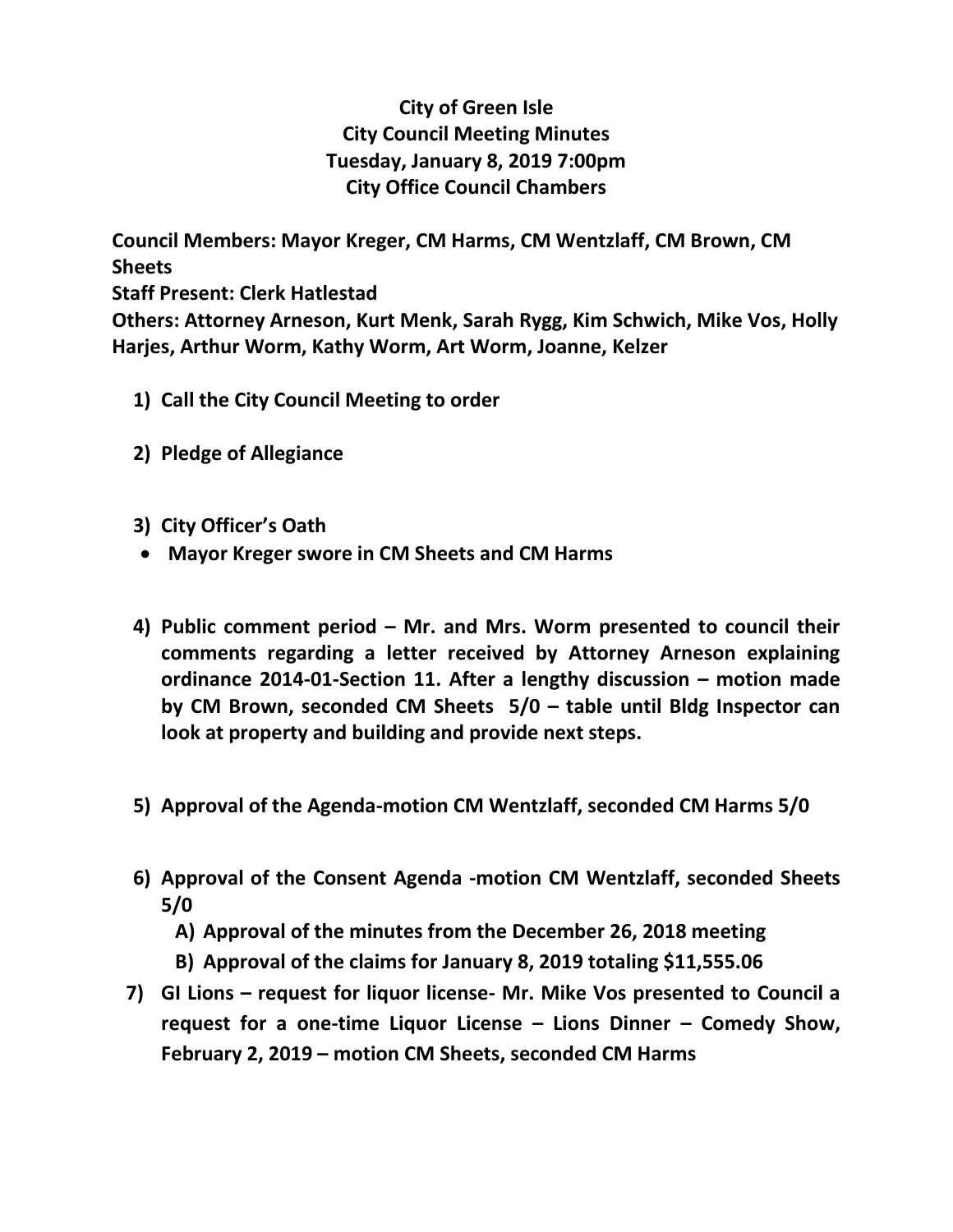# City of Green Isle
## City Council Meeting Minutes
## Tuesday, January 8, 2019 7:00pm
## City Office Council Chambers

**Council Members: Mayor Kreger, CM Harms, CM Wentzlaff, CM Brown, CM Sheets**
**Staff Present: Clerk Hatlestad**
**Others: Attorney Arneson, Kurt Menk, Sarah Rygg, Kim Schwich, Mike Vos, Holly Harjes, Arthur Worm, Kathy Worm, Art Worm, Joanne, Kelzer**

1) **Call the City Council Meeting to order**

2) **Pledge of Allegiance**

3) **City Officer's Oath**
   - **Mayor Kreger swore in CM Sheets and CM Harms**

4) **Public comment period – Mr. and Mrs. Worm presented to council their comments regarding a letter received by Attorney Arneson explaining ordinance 2014-01-Section 11. After a lengthy discussion – motion made by CM Brown, seconded CM Sheets 5/0 – table until Bldg Inspector can look at property and building and provide next steps.**

5) **Approval of the Agenda-motion CM Wentzlaff, seconded CM Harms 5/0**

6) **Approval of the Consent Agenda -motion CM Wentzlaff, seconded Sheets 5/0**
   - **A) Approval of the minutes from the December 26, 2018 meeting**
   - **B) Approval of the claims for January 8, 2019 totaling $11,555.06**

7) **GI Lions – request for liquor license- Mr. Mike Vos presented to Council a request for a one-time Liquor License – Lions Dinner – Comedy Show, February 2, 2019 – motion CM Sheets, seconded CM Harms**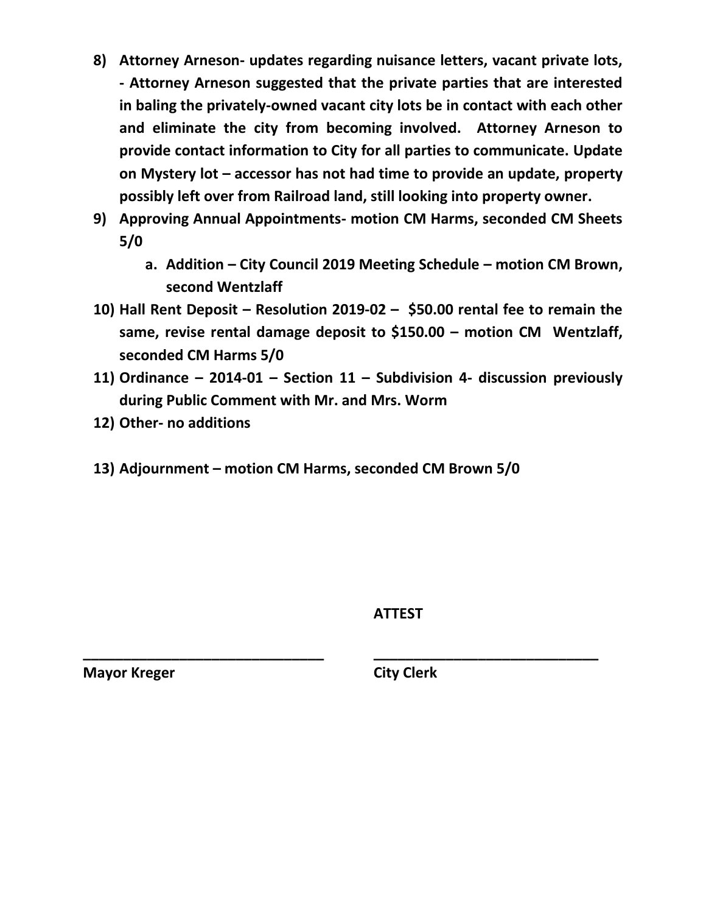8) **Attorney Arneson- updates regarding nuisance letters, vacant private lots, - Attorney Arneson suggested that the private parties that are interested in baling the privately-owned vacant city lots be in contact with each other and eliminate the city from becoming involved. Attorney Arneson to provide contact information to City for all parties to communicate. Update on Mystery lot – accessor has not had time to provide an update, property possibly left over from Railroad land, still looking into property owner.**
9) **Approving Annual Appointments- motion CM Harms, seconded CM Sheets 5/0**
    a. **Addition – City Council 2019 Meeting Schedule – motion CM Brown, second Wentzlaff**
10) **Hall Rent Deposit – Resolution 2019-02 – $50.00 rental fee to remain the same, revise rental damage deposit to $150.00 – motion CM Wentzlaff, seconded CM Harms 5/0**
11) **Ordinance – 2014-01 – Section 11 – Subdivision 4- discussion previously during Public Comment with Mr. and Mrs. Worm**
12) **Other- no additions**
13) **Adjournment – motion CM Harms, seconded CM Brown 5/0**

**ATTEST**

\_\_\_\_\_\_\_\_\_\_\_\_\_\_\_\_\_\_\_\_\_\_\_\_\_\_\_\_\_\_\_\_ \_\_\_\_\_\_\_\_\_\_\_\_\_\_\_\_\_\_\_\_\_\_\_\_\_\_\_\_\_\_

**Mayor Kreger** **City Clerk**